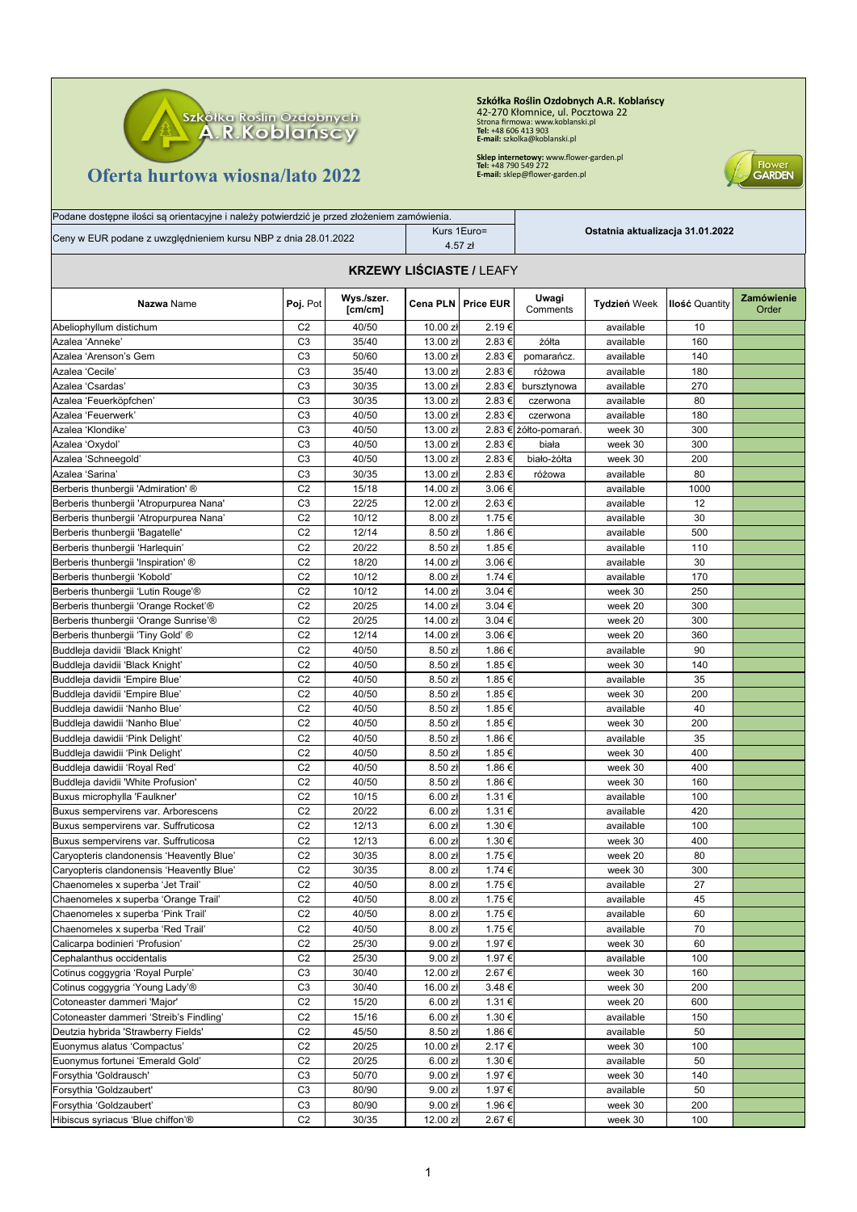Szkółka Roślin Ozdobnych A.R. Koblańscy

# Oferta hurtowa wiosna/lato 2022

**Szkółka Roślin Ozdobnych A.R. Koblańscy**
42-270 Kłomnice, ul. Pocztowa 22
Strona firmowa: www.koblanski.pl
**Tel:** +48 606 413 903
**E-mail:** szkolka@koblanski.pl

**Sklep internetowy:** www.flower-garden.pl
**Tel:** +48 790 549 272
**E-mail:** sklep@flower-garden.pl

Flower GARDEN

Podane dostępne ilości są orientacyjne i należy potwierdzić je przed złożeniem zamówienia.

Ceny w EUR podane z uwzględnieniem kursu NBP z dnia 28.01.2022 | Kurs 1Euro= 4.57 zł

**Ostatnia aktualizacja 31.01.2022**

## KRZEWY LIŚCIASTE / LEAFY

| **Nazwa** Name | **Poj.** Pot | **Wys./szer. [cm/cm]** | **Cena PLN** | **Price EUR** | **Uwagi** Comments | **Tydzień** Week | **Ilość** Quantity | **Zamówienie** Order |
|---|---|---|---|---|---|---|---|---|
| Abeliophyllum distichum | C2 | 40/50 | 10.00 zł | 2.19 € | | available | 10 | |
| Azalea 'Anneke' | C3 | 35/40 | 13.00 zł | 2.83 € | żółta | available | 160 | |
| Azalea 'Arenson's Gem | C3 | 50/60 | 13.00 zł | 2.83 € | pomarańcz. | available | 140 | |
| Azalea 'Cecile' | C3 | 35/40 | 13.00 zł | 2.83 € | różowa | available | 180 | |
| Azalea 'Csardas' | C3 | 30/35 | 13.00 zł | 2.83 € | bursztynowa | available | 270 | |
| Azalea 'Feuerköpfchen' | C3 | 30/35 | 13.00 zł | 2.83 € | czerwona | available | 80 | |
| Azalea 'Feuerwerk' | C3 | 40/50 | 13.00 zł | 2.83 € | czerwona | available | 180 | |
| Azalea 'Klondike' | C3 | 40/50 | 13.00 zł | 2.83 € | żółto-pomarań. | week 30 | 300 | |
| Azalea 'Oxydol' | C3 | 40/50 | 13.00 zł | 2.83 € | biała | week 30 | 300 | |
| Azalea 'Schneegold' | C3 | 40/50 | 13.00 zł | 2.83 € | biało-żółta | week 30 | 200 | |
| Azalea 'Sarina' | C3 | 30/35 | 13.00 zł | 2.83 € | różowa | available | 80 | |
| Berberis thunbergii 'Admiration' ® | C2 | 15/18 | 14.00 zł | 3.06 € | | available | 1000 | |
| Berberis thunbergii 'Atropurpurea Nana' | C3 | 22/25 | 12.00 zł | 2.63 € | | available | 12 | |
| Berberis thunbergii 'Atropurpurea Nana' | C2 | 10/12 | 8.00 zł | 1.75 € | | available | 30 | |
| Berberis thunbergii 'Bagatelle' | C2 | 12/14 | 8.50 zł | 1.86 € | | available | 500 | |
| Berberis thunbergii 'Harlequin' | C2 | 20/22 | 8.50 zł | 1.85 € | | available | 110 | |
| Berberis thunbergii 'Inspiration' ® | C2 | 18/20 | 14.00 zł | 3.06 € | | available | 30 | |
| Berberis thunbergii 'Kobold' | C2 | 10/12 | 8.00 zł | 1.74 € | | available | 170 | |
| Berberis thunbergii 'Lutin Rouge'® | C2 | 10/12 | 14.00 zł | 3.04 € | | week 30 | 250 | |
| Berberis thunbergii 'Orange Rocket'® | C2 | 20/25 | 14.00 zł | 3.04 € | | week 20 | 300 | |
| Berberis thunbergii 'Orange Sunrise'® | C2 | 20/25 | 14.00 zł | 3.04 € | | week 20 | 300 | |
| Berberis thunbergii 'Tiny Gold' ® | C2 | 12/14 | 14.00 zł | 3.06 € | | week 20 | 360 | |
| Buddleja davidii 'Black Knight' | C2 | 40/50 | 8.50 zł | 1.86 € | | available | 90 | |
| Buddleja davidii 'Black Knight' | C2 | 40/50 | 8.50 zł | 1.85 € | | week 30 | 140 | |
| Buddleja davidii 'Empire Blue' | C2 | 40/50 | 8.50 zł | 1.85 € | | available | 35 | |
| Buddleja davidii 'Empire Blue' | C2 | 40/50 | 8.50 zł | 1.85 € | | week 30 | 200 | |
| Buddleja dawidii 'Nanho Blue' | C2 | 40/50 | 8.50 zł | 1.85 € | | available | 40 | |
| Buddleja dawidii 'Nanho Blue' | C2 | 40/50 | 8.50 zł | 1.85 € | | week 30 | 200 | |
| Buddleja dawidii 'Pink Delight' | C2 | 40/50 | 8.50 zł | 1.86 € | | available | 35 | |
| Buddleja dawidii 'Pink Delight' | C2 | 40/50 | 8.50 zł | 1.85 € | | week 30 | 400 | |
| Buddleja dawidii 'Royal Red' | C2 | 40/50 | 8.50 zł | 1.86 € | | week 30 | 400 | |
| Buddleja davidii 'White Profusion' | C2 | 40/50 | 8.50 zł | 1.86 € | | week 30 | 160 | |
| Buxus microphylla 'Faulkner' | C2 | 10/15 | 6.00 zł | 1.31 € | | available | 100 | |
| Buxus sempervirens var. Arborescens | C2 | 20/22 | 6.00 zł | 1.31 € | | available | 420 | |
| Buxus sempervirens var. Suffruticosa | C2 | 12/13 | 6.00 zł | 1.30 € | | available | 100 | |
| Buxus sempervirens var. Suffruticosa | C2 | 12/13 | 6.00 zł | 1.30 € | | week 30 | 400 | |
| Caryopteris clandonensis 'Heavently Blue' | C2 | 30/35 | 8.00 zł | 1.75 € | | week 20 | 80 | |
| Caryopteris clandonensis 'Heavently Blue' | C2 | 30/35 | 8.00 zł | 1.74 € | | week 30 | 300 | |
| Chaenomeles x superba 'Jet Trail' | C2 | 40/50 | 8.00 zł | 1.75 € | | available | 27 | |
| Chaenomeles x superba 'Orange Trail' | C2 | 40/50 | 8.00 zł | 1.75 € | | available | 45 | |
| Chaenomeles x superba 'Pink Trail' | C2 | 40/50 | 8.00 zł | 1.75 € | | available | 60 | |
| Chaenomeles x superba 'Red Trail' | C2 | 40/50 | 8.00 zł | 1.75 € | | available | 70 | |
| Calicarpa bodinieri 'Profusion' | C2 | 25/30 | 9.00 zł | 1.97 € | | week 30 | 60 | |
| Cephalanthus occidentalis | C2 | 25/30 | 9.00 zł | 1.97 € | | available | 100 | |
| Cotinus coggygria 'Royal Purple' | C3 | 30/40 | 12.00 zł | 2.67 € | | week 30 | 160 | |
| Cotinus coggygria 'Young Lady'® | C3 | 30/40 | 16.00 zł | 3.48 € | | week 30 | 200 | |
| Cotoneaster dammeri 'Major' | C2 | 15/20 | 6.00 zł | 1.31 € | | week 20 | 600 | |
| Cotoneaster dammeri 'Streib's Findling' | C2 | 15/16 | 6.00 zł | 1.30 € | | available | 150 | |
| Deutzia hybrida 'Strawberry Fields' | C2 | 45/50 | 8.50 zł | 1.86 € | | available | 50 | |
| Euonymus alatus 'Compactus' | C2 | 20/25 | 10.00 zł | 2.17 € | | week 30 | 100 | |
| Euonymus fortunei 'Emerald Gold' | C2 | 20/25 | 6.00 zł | 1.30 € | | available | 50 | |
| Forsythia 'Goldrausch' | C3 | 50/70 | 9.00 zł | 1.97 € | | week 30 | 140 | |
| Forsythia 'Goldzaubert' | C3 | 80/90 | 9.00 zł | 1.97 € | | available | 50 | |
| Forsythia 'Goldzaubert' | C3 | 80/90 | 9.00 zł | 1.96 € | | week 30 | 200 | |
| Hibiscus syriacus 'Blue chiffon'® | C2 | 30/35 | 12.00 zł | 2.67 € | | week 30 | 100 | |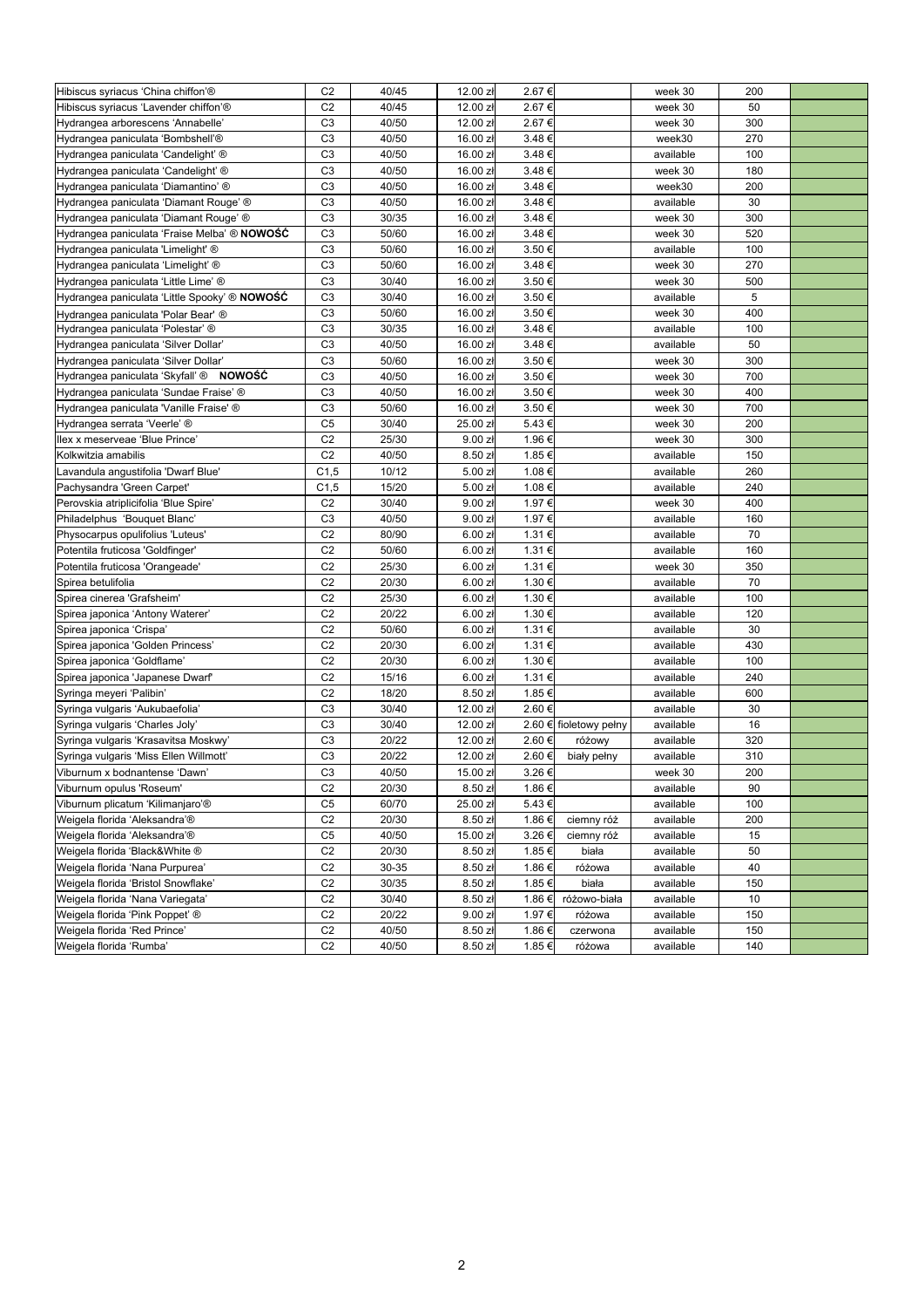| | | | | | | | | |
|---|---|---|---|---|---|---|---|---|
| Hibiscus syriacus 'China chiffon'® | C2 | 40/45 | 12.00 zł | 2.67 € | | week 30 | 200 | |
| Hibiscus syriacus 'Lavender chiffon'® | C2 | 40/45 | 12.00 zł | 2.67 € | | week 30 | 50 | |
| Hydrangea arborescens 'Annabelle' | C3 | 40/50 | 12.00 zł | 2.67 € | | week 30 | 300 | |
| Hydrangea paniculata 'Bombshell'® | C3 | 40/50 | 16.00 zł | 3.48 € | | week30 | 270 | |
| Hydrangea paniculata 'Candelight' ® | C3 | 40/50 | 16.00 zł | 3.48 € | | available | 100 | |
| Hydrangea paniculata 'Candelight' ® | C3 | 40/50 | 16.00 zł | 3.48 € | | week 30 | 180 | |
| Hydrangea paniculata 'Diamantino' ® | C3 | 40/50 | 16.00 zł | 3.48 € | | week30 | 200 | |
| Hydrangea paniculata 'Diamant Rouge' ® | C3 | 40/50 | 16.00 zł | 3.48 € | | available | 30 | |
| Hydrangea paniculata 'Diamant Rouge' ® | C3 | 30/35 | 16.00 zł | 3.48 € | | week 30 | 300 | |
| Hydrangea paniculata 'Fraise Melba' ® **NOWOŚĆ** | C3 | 50/60 | 16.00 zł | 3.48 € | | week 30 | 520 | |
| Hydrangea paniculata 'Limelight' ® | C3 | 50/60 | 16.00 zł | 3.50 € | | available | 100 | |
| Hydrangea paniculata 'Limelight' ® | C3 | 50/60 | 16.00 zł | 3.48 € | | week 30 | 270 | |
| Hydrangea paniculata 'Little Lime' ® | C3 | 30/40 | 16.00 zł | 3.50 € | | week 30 | 500 | |
| Hydrangea paniculata 'Little Spooky' ® **NOWOŚĆ** | C3 | 30/40 | 16.00 zł | 3.50 € | | available | 5 | |
| Hydrangea paniculata 'Polar Bear' ® | C3 | 50/60 | 16.00 zł | 3.50 € | | week 30 | 400 | |
| Hydrangea paniculata 'Polestar' ® | C3 | 30/35 | 16.00 zł | 3.48 € | | available | 100 | |
| Hydrangea paniculata 'Silver Dollar' | C3 | 40/50 | 16.00 zł | 3.48 € | | available | 50 | |
| Hydrangea paniculata 'Silver Dollar' | C3 | 50/60 | 16.00 zł | 3.50 € | | week 30 | 300 | |
| Hydrangea paniculata 'Skyfall' ® **NOWOŚĆ** | C3 | 40/50 | 16.00 zł | 3.50 € | | week 30 | 700 | |
| Hydrangea paniculata 'Sundae Fraise' ® | C3 | 40/50 | 16.00 zł | 3.50 € | | week 30 | 400 | |
| Hydrangea paniculata 'Vanille Fraise' ® | C3 | 50/60 | 16.00 zł | 3.50 € | | week 30 | 700 | |
| Hydrangea serrata 'Veerle' ® | C5 | 30/40 | 25.00 zł | 5.43 € | | week 30 | 200 | |
| Ilex x meserveae 'Blue Prince' | C2 | 25/30 | 9.00 zł | 1.96 € | | week 30 | 300 | |
| Kolkwitzia amabilis | C2 | 40/50 | 8.50 zł | 1.85 € | | available | 150 | |
| Lavandula angustifolia 'Dwarf Blue' | C1,5 | 10/12 | 5.00 zł | 1.08 € | | available | 260 | |
| Pachysandra 'Green Carpet' | C1,5 | 15/20 | 5.00 zł | 1.08 € | | available | 240 | |
| Perovskia atriplicifolia 'Blue Spire' | C2 | 30/40 | 9.00 zł | 1.97 € | | week 30 | 400 | |
| Philadelphus 'Bouquet Blanc' | C3 | 40/50 | 9.00 zł | 1.97 € | | available | 160 | |
| Physocarpus opulifolius 'Luteus' | C2 | 80/90 | 6.00 zł | 1.31 € | | available | 70 | |
| Potentila fruticosa 'Goldfinger' | C2 | 50/60 | 6.00 zł | 1.31 € | | available | 160 | |
| Potentila fruticosa 'Orangeade' | C2 | 25/30 | 6.00 zł | 1.31 € | | week 30 | 350 | |
| Spirea betulifolia | C2 | 20/30 | 6.00 zł | 1.30 € | | available | 70 | |
| Spirea cinerea 'Grafsheim' | C2 | 25/30 | 6.00 zł | 1.30 € | | available | 100 | |
| Spirea japonica 'Antony Waterer' | C2 | 20/22 | 6.00 zł | 1.30 € | | available | 120 | |
| Spirea japonica 'Crispa' | C2 | 50/60 | 6.00 zł | 1.31 € | | available | 30 | |
| Spirea japonica 'Golden Princess' | C2 | 20/30 | 6.00 zł | 1.31 € | | available | 430 | |
| Spirea japonica 'Goldflame' | C2 | 20/30 | 6.00 zł | 1.30 € | | available | 100 | |
| Spirea japonica 'Japanese Dwarf' | C2 | 15/16 | 6.00 zł | 1.31 € | | available | 240 | |
| Syringa meyeri 'Palibin' | C2 | 18/20 | 8.50 zł | 1.85 € | | available | 600 | |
| Syringa vulgaris 'Aukubaefolia' | C3 | 30/40 | 12.00 zł | 2.60 € | | available | 30 | |
| Syringa vulgaris 'Charles Joly' | C3 | 30/40 | 12.00 zł | 2.60 € | fioletowy pełny | available | 16 | |
| Syringa vulgaris 'Krasavitsa Moskwy' | C3 | 20/22 | 12.00 zł | 2.60 € | różowy | available | 320 | |
| Syringa vulgaris 'Miss Ellen Willmott' | C3 | 20/22 | 12.00 zł | 2.60 € | biały pełny | available | 310 | |
| Viburnum x bodnantense 'Dawn' | C3 | 40/50 | 15.00 zł | 3.26 € | | week 30 | 200 | |
| Viburnum opulus 'Roseum' | C2 | 20/30 | 8.50 zł | 1.86 € | | available | 90 | |
| Viburnum plicatum 'Kilimanjaro'® | C5 | 60/70 | 25.00 zł | 5.43 € | | available | 100 | |
| Weigela florida 'Aleksandra'® | C2 | 20/30 | 8.50 zł | 1.86 € | ciemny róż | available | 200 | |
| Weigela florida 'Aleksandra'® | C5 | 40/50 | 15.00 zł | 3.26 € | ciemny róż | available | 15 | |
| Weigela florida 'Black&White ® | C2 | 20/30 | 8.50 zł | 1.85 € | biała | available | 50 | |
| Weigela florida 'Nana Purpurea' | C2 | 30-35 | 8.50 zł | 1.86 € | różowa | available | 40 | |
| Weigela florida 'Bristol Snowflake' | C2 | 30/35 | 8.50 zł | 1.85 € | biała | available | 150 | |
| Weigela florida 'Nana Variegata' | C2 | 30/40 | 8.50 zł | 1.86 € | różowo-biała | available | 10 | |
| Weigela florida 'Pink Poppet' ® | C2 | 20/22 | 9.00 zł | 1.97 € | różowa | available | 150 | |
| Weigela florida 'Red Prince' | C2 | 40/50 | 8.50 zł | 1.86 € | czerwona | available | 150 | |
| Weigela florida 'Rumba' | C2 | 40/50 | 8.50 zł | 1.85 € | różowa | available | 140 | |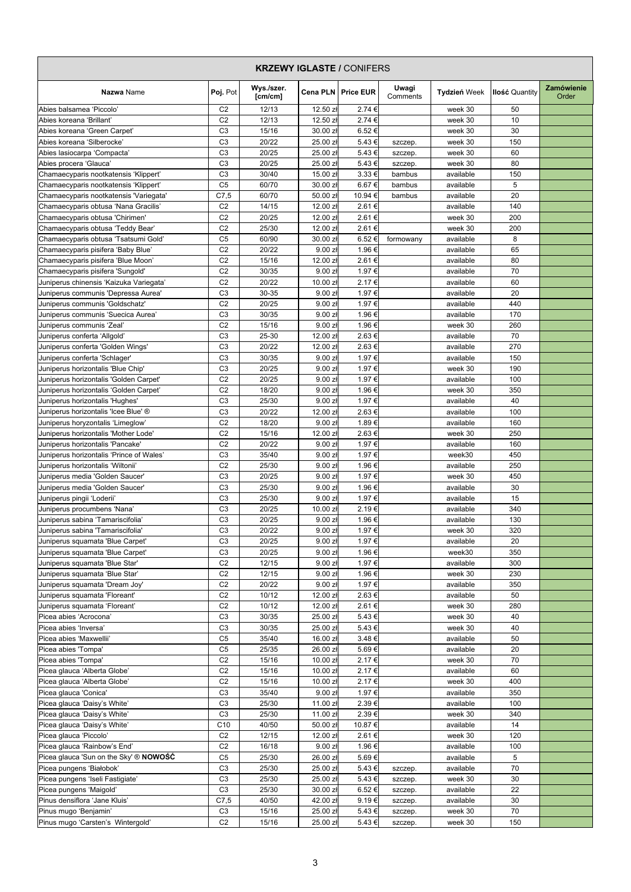# KRZEWY IGLASTE / CONIFERS

| **Nazwa** Name | **Poj.** Pot | **Wys./szer. [cm/cm]** | **Cena PLN** | **Price EUR** | **Uwagi** Comments | **Tydzień** Week | **Ilość** Quantity | **Zamówienie** Order |
|---|---|---|---|---|---|---|---|---|
| Abies balsamea 'Piccolo' | C2 | 12/13 | 12.50 zł | 2.74 € | | week 30 | 50 | |
| Abies koreana 'Brillant' | C2 | 12/13 | 12.50 zł | 2.74 € | | week 30 | 10 | |
| Abies koreana 'Green Carpet' | C3 | 15/16 | 30.00 zł | 6.52 € | | week 30 | 30 | |
| Abies koreana 'Silberocke' | C3 | 20/22 | 25.00 zł | 5.43 € | szczep. | week 30 | 150 | |
| Abies lasiocarpa 'Compacta' | C3 | 20/25 | 25.00 zł | 5.43 € | szczep. | week 30 | 60 | |
| Abies procera 'Glauca' | C3 | 20/25 | 25.00 zł | 5.43 € | szczep. | week 30 | 80 | |
| Chamaecyparis nootkatensis 'Klippert' | C3 | 30/40 | 15.00 zł | 3.33 € | bambus | available | 150 | |
| Chamaecyparis nootkatensis 'Klippert' | C5 | 60/70 | 30.00 zł | 6.67 € | bambus | available | 5 | |
| Chamaecyparis nootkatensis 'Variegata' | C7,5 | 60/70 | 50.00 zł | 10.94 € | bambus | available | 20 | |
| Chamaecyparis obtusa 'Nana Gracilis' | C2 | 14/15 | 12.00 zł | 2.61 € | | available | 140 | |
| Chamaecyparis obtusa 'Chirimen' | C2 | 20/25 | 12.00 zł | 2.61 € | | week 30 | 200 | |
| Chamaecyparis obtusa 'Teddy Bear' | C2 | 25/30 | 12.00 zł | 2.61 € | | week 30 | 200 | |
| Chamaecyparis obtusa 'Tsatsumi Gold' | C5 | 60/90 | 30.00 zł | 6.52 € | formowany | available | 8 | |
| Chamaecyparis pisifera 'Baby Blue' | C2 | 20/22 | 9.00 zł | 1.96 € | | available | 65 | |
| Chamaecyparis pisifera 'Blue Moon' | C2 | 15/16 | 12.00 zł | 2.61 € | | available | 80 | |
| Chamaecyparis pisifera 'Sungold' | C2 | 30/35 | 9.00 zł | 1.97 € | | available | 70 | |
| Juniperus chinensis 'Kaizuka Variegata' | C2 | 20/22 | 10.00 zł | 2.17 € | | available | 60 | |
| Juniperus communis 'Depressa Aurea' | C3 | 30-35 | 9.00 zł | 1.97 € | | available | 20 | |
| Juniperus communis 'Goldschatz' | C2 | 20/25 | 9.00 zł | 1.97 € | | available | 440 | |
| Juniperus communis 'Suecica Aurea' | C3 | 30/35 | 9.00 zł | 1.96 € | | available | 170 | |
| Juniperus communis 'Zeal' | C2 | 15/16 | 9.00 zł | 1.96 € | | week 30 | 260 | |
| Juniperus conferta 'Allgold' | C3 | 25-30 | 12.00 zł | 2.63 € | | available | 70 | |
| Juniperus conferta 'Golden Wings' | C3 | 20/22 | 12.00 zł | 2.63 € | | available | 270 | |
| Juniperus conferta 'Schlager' | C3 | 30/35 | 9.00 zł | 1.97 € | | available | 150 | |
| Juniperus horizontalis 'Blue Chip' | C3 | 20/25 | 9.00 zł | 1.97 € | | week 30 | 190 | |
| Juniperus horizontalis 'Golden Carpet' | C2 | 20/25 | 9.00 zł | 1.97 € | | available | 100 | |
| Juniperus horizontalis 'Golden Carpet' | C2 | 18/20 | 9.00 zł | 1.96 € | | week 30 | 350 | |
| Juniperus horizontalis 'Hughes' | C3 | 25/30 | 9.00 zł | 1.97 € | | available | 40 | |
| Juniperus horizontalis 'Icee Blue' ® | C3 | 20/22 | 12.00 zł | 2.63 € | | available | 100 | |
| Juniperus horyzontalis 'Limeglow' | C2 | 18/20 | 9.00 zł | 1.89 € | | available | 160 | |
| Juniperus horizontalis 'Mother Lode' | C2 | 15/16 | 12.00 zł | 2.63 € | | week 30 | 250 | |
| Juniperus horizontalis 'Pancake' | C2 | 20/22 | 9.00 zł | 1.97 € | | available | 160 | |
| Juniperus horizontalis 'Prince of Wales' | C3 | 35/40 | 9.00 zł | 1.97 € | | week30 | 450 | |
| Juniperus horizontalis 'Wiltonii' | C2 | 25/30 | 9.00 zł | 1.96 € | | available | 250 | |
| Juniperus media 'Golden Saucer' | C3 | 20/25 | 9.00 zł | 1.97 € | | week 30 | 450 | |
| Juniperus media 'Golden Saucer' | C3 | 25/30 | 9.00 zł | 1.96 € | | available | 30 | |
| Juniperus pingii 'Loderii' | C3 | 25/30 | 9.00 zł | 1.97 € | | available | 15 | |
| Juniperus procumbens 'Nana' | C3 | 20/25 | 10.00 zł | 2.19 € | | available | 340 | |
| Juniperus sabina 'Tamariscifolia' | C3 | 20/25 | 9.00 zł | 1.96 € | | available | 130 | |
| Juniperus sabina 'Tamariscifolia' | C3 | 20/22 | 9.00 zł | 1.97 € | | week 30 | 320 | |
| Juniperus squamata 'Blue Carpet' | C3 | 20/25 | 9.00 zł | 1.97 € | | available | 20 | |
| Juniperus squamata 'Blue Carpet' | C3 | 20/25 | 9.00 zł | 1.96 € | | week30 | 350 | |
| Juniperus squamata 'Blue Star' | C2 | 12/15 | 9.00 zł | 1.97 € | | available | 300 | |
| Juniperus squamata 'Blue Star' | C2 | 12/15 | 9.00 zł | 1.96 € | | week 30 | 230 | |
| Juniperus squamata 'Dream Joy' | C2 | 20/22 | 9.00 zł | 1.97 € | | available | 350 | |
| Juniperus squamata 'Floreant' | C2 | 10/12 | 12.00 zł | 2.63 € | | available | 50 | |
| Juniperus squamata 'Floreant' | C2 | 10/12 | 12.00 zł | 2.61 € | | week 30 | 280 | |
| Picea abies 'Acrocona' | C3 | 30/35 | 25.00 zł | 5.43 € | | week 30 | 40 | |
| Picea abies 'Inversa' | C3 | 30/35 | 25.00 zł | 5.43 € | | week 30 | 40 | |
| Picea abies 'Maxwellii' | C5 | 35/40 | 16.00 zł | 3.48 € | | available | 50 | |
| Picea abies 'Tompa' | C5 | 25/35 | 26.00 zł | 5.69 € | | available | 20 | |
| Picea abies 'Tompa' | C2 | 15/16 | 10.00 zł | 2.17 € | | week 30 | 70 | |
| Picea glauca 'Alberta Globe' | C2 | 15/16 | 10.00 zł | 2.17 € | | available | 60 | |
| Picea glauca 'Alberta Globe' | C2 | 15/16 | 10.00 zł | 2.17 € | | week 30 | 400 | |
| Picea glauca 'Conica' | C3 | 35/40 | 9.00 zł | 1.97 € | | available | 350 | |
| Picea glauca 'Daisy's White' | C3 | 25/30 | 11.00 zł | 2.39 € | | available | 100 | |
| Picea glauca 'Daisy's White' | C3 | 25/30 | 11.00 zł | 2.39 € | | week 30 | 340 | |
| Picea glauca 'Daisy's White' | C10 | 40/50 | 50.00 zł | 10.87 € | | available | 14 | |
| Picea glauca 'Piccolo' | C2 | 12/15 | 12.00 zł | 2.61 € | | week 30 | 120 | |
| Picea glauca 'Rainbow's End' | C2 | 16/18 | 9.00 zł | 1.96 € | | available | 100 | |
| Picea glauca 'Sun on the Sky' ® **NOWOŚĆ** | C5 | 25/30 | 26.00 zł | 5.69 € | | available | 5 | |
| Picea pungens 'Białobok' | C3 | 25/30 | 25.00 zł | 5.43 € | szczep. | available | 70 | |
| Picea pungens 'Iseli Fastigiate' | C3 | 25/30 | 25.00 zł | 5.43 € | szczep. | week 30 | 30 | |
| Picea pungens 'Maigold' | C3 | 25/30 | 30.00 zł | 6.52 € | szczep. | available | 22 | |
| Pinus densiflora 'Jane Kluis' | C7,5 | 40/50 | 42.00 zł | 9.19 € | szczep. | available | 30 | |
| Pinus mugo 'Benjamin' | C3 | 15/16 | 25.00 zł | 5.43 € | szczep. | week 30 | 70 | |
| Pinus mugo 'Carsten's Wintergold' | C2 | 15/16 | 25.00 zł | 5.43 € | szczep. | week 30 | 150 | |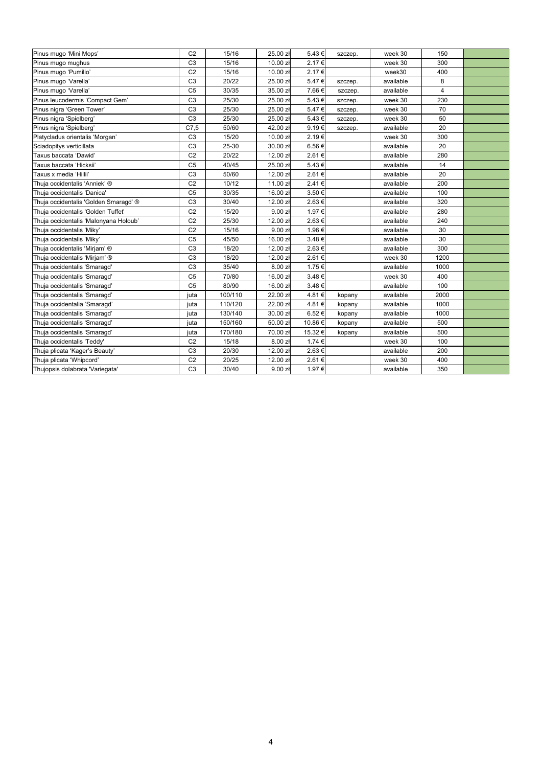| | | | | | | | | |
|---|---|---|---|---|---|---|---|---|
| Pinus mugo ‘Mini Mops’ | C2 | 15/16 | 25.00 zł | 5.43 € | szczep. | week 30 | 150 | |
| Pinus mugo mughus | C3 | 15/16 | 10.00 zł | 2.17 € | | week 30 | 300 | |
| Pinus mugo ‘Pumilio’ | C2 | 15/16 | 10.00 zł | 2.17 € | | week30 | 400 | |
| Pinus mugo ‘Varella’ | C3 | 20/22 | 25.00 zł | 5.47 € | szczep. | available | 8 | |
| Pinus mugo ‘Varella’ | C5 | 30/35 | 35.00 zł | 7.66 € | szczep. | available | 4 | |
| Pinus leucodermis ‘Compact Gem’ | C3 | 25/30 | 25.00 zł | 5.43 € | szczep. | week 30 | 230 | |
| Pinus nigra ‘Green Tower’ | C3 | 25/30 | 25.00 zł | 5.47 € | szczep. | week 30 | 70 | |
| Pinus nigra ‘Spielberg’ | C3 | 25/30 | 25.00 zł | 5.43 € | szczep. | week 30 | 50 | |
| Pinus nigra ‘Spielberg’ | C7,5 | 50/60 | 42.00 zł | 9.19 € | szczep. | available | 20 | |
| Platycladus orientalis ‘Morgan’ | C3 | 15/20 | 10.00 zł | 2.19 € | | week 30 | 300 | |
| Sciadopitys verticillata | C3 | 25-30 | 30.00 zł | 6.56 € | | available | 20 | |
| Taxus baccata ‘Dawid’ | C2 | 20/22 | 12.00 zł | 2.61 € | | available | 280 | |
| Taxus baccata ‘Hicksii’ | C5 | 40/45 | 25.00 zł | 5.43 € | | available | 14 | |
| Taxus x media ‘Hillii’ | C3 | 50/60 | 12.00 zł | 2.61 € | | available | 20 | |
| Thuja occidentalis ‘Anniek’ ® | C2 | 10/12 | 11.00 zł | 2.41 € | | available | 200 | |
| Thuja occidentalis 'Danica' | C5 | 30/35 | 16.00 zł | 3.50 € | | available | 100 | |
| Thuja occidentalis 'Golden Smaragd' ® | C3 | 30/40 | 12.00 zł | 2.63 € | | available | 320 | |
| Thuja occidentalis 'Golden Tuffet' | C2 | 15/20 | 9.00 zł | 1.97 € | | available | 280 | |
| Thuja occidentalis ‘Malonyana Holoub’ | C2 | 25/30 | 12.00 zł | 2.63 € | | available | 240 | |
| Thuja occidentalis ‘Miky’ | C2 | 15/16 | 9.00 zł | 1.96 € | | available | 30 | |
| Thuja occidentalis ‘Miky’ | C5 | 45/50 | 16.00 zł | 3.48 € | | available | 30 | |
| Thuja occidentalis ‘Mirjam’ ® | C3 | 18/20 | 12.00 zł | 2.63 € | | available | 300 | |
| Thuja occidentalis ‘Mirjam’ ® | C3 | 18/20 | 12.00 zł | 2.61 € | | week 30 | 1200 | |
| Thuja occidentalis ‘Smaragd’ | C3 | 35/40 | 8.00 zł | 1.75 € | | available | 1000 | |
| Thuja occidentalis ‘Smaragd’ | C5 | 70/80 | 16.00 zł | 3.48 € | | week 30 | 400 | |
| Thuja occidentalis ‘Smaragd’ | C5 | 80/90 | 16.00 zł | 3.48 € | | available | 100 | |
| Thuja occidentalis ‘Smaragd’ | juta | 100/110 | 22.00 zł | 4.81 € | kopany | available | 2000 | |
| Thuja occidentalia ‘Smaragd’ | juta | 110/120 | 22.00 zł | 4.81 € | kopany | available | 1000 | |
| Thuja occidentalis ‘Smaragd’ | juta | 130/140 | 30.00 zł | 6.52 € | kopany | available | 1000 | |
| Thuja occidentalis ‘Smaragd’ | juta | 150/160 | 50.00 zł | 10.86 € | kopany | available | 500 | |
| Thuja occidentalis ‘Smaragd’ | juta | 170/180 | 70.00 zł | 15.32 € | kopany | available | 500 | |
| Thuja occidentalis 'Teddy' | C2 | 15/18 | 8.00 zł | 1.74 € | | week 30 | 100 | |
| Thuja plicata ‘Kager's Beauty’ | C3 | 20/30 | 12.00 zł | 2.63 € | | available | 200 | |
| Thuja plicata ‘Whipcord’ | C2 | 20/25 | 12.00 zł | 2.61 € | | week 30 | 400 | |
| Thujopsis dolabrata 'Variegata' | C3 | 30/40 | 9.00 zł | 1.97 € | | available | 350 | |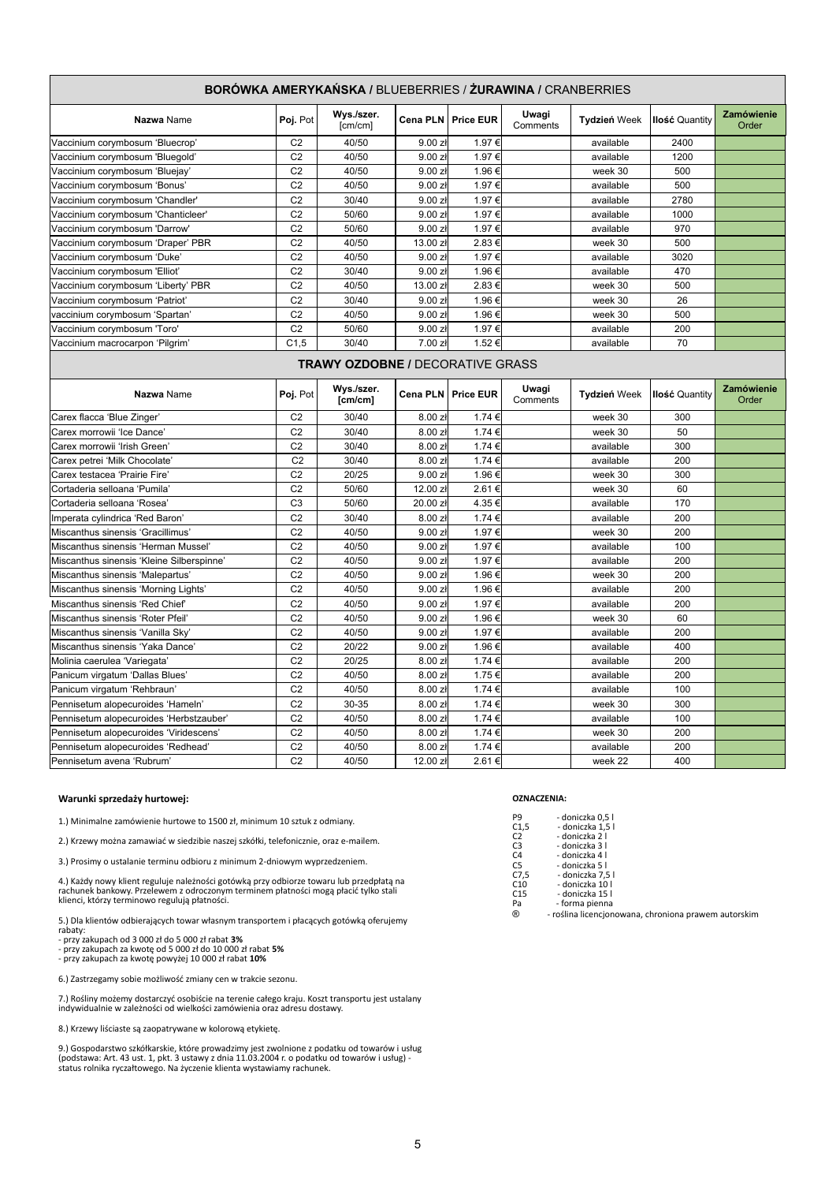| **BORÓWKA AMERYKAŃSKA /** BLUEBERRIES / **ŻURAWINA /** CRANBERRIES | | | | | | | | |
|---|---|---|---|---|---|---|---|---|
| **Nazwa** Name | **Poj.** Pot | **Wys./szer.** [cm/cm] | **Cena PLN** | **Price EUR** | **Uwagi** Comments | **Tydzień** Week | **Ilość** Quantity | **Zamówienie** Order |
| Vaccinium corymbosum 'Bluecrop' | C2 | 40/50 | 9.00 zł | 1.97 € | | available | 2400 | |
| Vaccinium corymbosum 'Bluegold' | C2 | 40/50 | 9.00 zł | 1.97 € | | available | 1200 | |
| Vaccinium corymbosum 'Bluejay' | C2 | 40/50 | 9.00 zł | 1.96 € | | week 30 | 500 | |
| Vaccinium corymbosum 'Bonus' | C2 | 40/50 | 9.00 zł | 1.97 € | | available | 500 | |
| Vaccinium corymbosum 'Chandler' | C2 | 30/40 | 9.00 zł | 1.97 € | | available | 2780 | |
| Vaccinium corymbosum 'Chanticleer' | C2 | 50/60 | 9.00 zł | 1.97 € | | available | 1000 | |
| Vaccinium corymbosum 'Darrow' | C2 | 50/60 | 9.00 zł | 1.97 € | | available | 970 | |
| Vaccinium corymbosum 'Draper' PBR | C2 | 40/50 | 13.00 zł | 2.83 € | | week 30 | 500 | |
| Vaccinium corymbosum 'Duke' | C2 | 40/50 | 9.00 zł | 1.97 € | | available | 3020 | |
| Vaccinium corymbosum 'Elliot' | C2 | 30/40 | 9.00 zł | 1.96 € | | available | 470 | |
| Vaccinium corymbosum 'Liberty' PBR | C2 | 40/50 | 13.00 zł | 2.83 € | | week 30 | 500 | |
| Vaccinium corymbosum 'Patriot' | C2 | 30/40 | 9.00 zł | 1.96 € | | week 30 | 26 | |
| vaccinium corymbosum 'Spartan' | C2 | 40/50 | 9.00 zł | 1.96 € | | week 30 | 500 | |
| Vaccinium corymbosum 'Toro' | C2 | 50/60 | 9.00 zł | 1.97 € | | available | 200 | |
| Vaccinium macrocarpon 'Pilgrim' | C1,5 | 30/40 | 7.00 zł | 1.52 € | | available | 70 | |

| **TRAWY OZDOBNE /** DECORATIVE GRASS | | | | | | | | |
|---|---|---|---|---|---|---|---|---|
| **Nazwa** Name | **Poj.** Pot | **Wys./szer.** [cm/cm] | **Cena PLN** | **Price EUR** | **Uwagi** Comments | **Tydzień** Week | **Ilość** Quantity | **Zamówienie** Order |
| Carex flacca 'Blue Zinger' | C2 | 30/40 | 8.00 zł | 1.74 € | | week 30 | 300 | |
| Carex morrowii 'Ice Dance' | C2 | 30/40 | 8.00 zł | 1.74 € | | week 30 | 50 | |
| Carex morrowii 'Irish Green' | C2 | 30/40 | 8.00 zł | 1.74 € | | available | 300 | |
| Carex petrei 'Milk Chocolate' | C2 | 30/40 | 8.00 zł | 1.74 € | | available | 200 | |
| Carex testacea 'Prairie Fire' | C2 | 20/25 | 9.00 zł | 1.96 € | | week 30 | 300 | |
| Cortaderia selloana 'Pumila' | C2 | 50/60 | 12.00 zł | 2.61 € | | week 30 | 60 | |
| Cortaderia selloana 'Rosea' | C3 | 50/60 | 20.00 zł | 4.35 € | | available | 170 | |
| Imperata cylindrica 'Red Baron' | C2 | 30/40 | 8.00 zł | 1.74 € | | available | 200 | |
| Miscanthus sinensis 'Gracillimus' | C2 | 40/50 | 9.00 zł | 1.97 € | | week 30 | 200 | |
| Miscanthus sinensis 'Herman Mussel' | C2 | 40/50 | 9.00 zł | 1.97 € | | available | 100 | |
| Miscanthus sinensis 'Kleine Silberspinne' | C2 | 40/50 | 9.00 zł | 1.97 € | | available | 200 | |
| Miscanthus sinensis 'Malepartus' | C2 | 40/50 | 9.00 zł | 1.96 € | | week 30 | 200 | |
| Miscanthus sinensis 'Morning Lights' | C2 | 40/50 | 9.00 zł | 1.96 € | | available | 200 | |
| Miscanthus sinensis 'Red Chief' | C2 | 40/50 | 9.00 zł | 1.97 € | | available | 200 | |
| Miscanthus sinensis 'Roter Pfeil' | C2 | 40/50 | 9.00 zł | 1.96 € | | week 30 | 60 | |
| Miscanthus sinensis 'Vanilla Sky' | C2 | 40/50 | 9.00 zł | 1.97 € | | available | 200 | |
| Miscanthus sinensis 'Yaka Dance' | C2 | 20/22 | 9.00 zł | 1.96 € | | available | 400 | |
| Molinia caerulea 'Variegata' | C2 | 20/25 | 8.00 zł | 1.74 € | | available | 200 | |
| Panicum virgatum 'Dallas Blues' | C2 | 40/50 | 8.00 zł | 1.75 € | | available | 200 | |
| Panicum virgatum 'Rehbraun' | C2 | 40/50 | 8.00 zł | 1.74 € | | available | 100 | |
| Pennisetum alopecuroides 'Hameln' | C2 | 30-35 | 8.00 zł | 1.74 € | | week 30 | 300 | |
| Pennisetum alopecuroides 'Herbstzauber' | C2 | 40/50 | 8.00 zł | 1.74 € | | available | 100 | |
| Pennisetum alopecuroides 'Viridescens' | C2 | 40/50 | 8.00 zł | 1.74 € | | week 30 | 200 | |
| Pennisetum alopecuroides 'Redhead' | C2 | 40/50 | 8.00 zł | 1.74 € | | available | 200 | |
| Pennisetum avena 'Rubrum' | C2 | 40/50 | 12.00 zł | 2.61 € | | week 22 | 400 | |

**Warunki sprzedaży hurtowej:**

1.) Minimalne zamówienie hurtowe to 1500 zł, minimum 10 sztuk z odmiany.

2.) Krzewy można zamawiać w siedzibie naszej szkółki, telefonicznie, oraz e-mailem.

3.) Prosimy o ustalanie terminu odbioru z minimum 2-dniowym wyprzedzeniem.

4.) Każdy nowy klient reguluje należności gotówką przy odbiorze towaru lub przedpłatą na rachunek bankowy. Przelewem z odroczonym terminem płatności mogą płacić tylko stali klienci, którzy terminowo regulują płatności.

5.) Dla klientów odbierających towar własnym transportem i płacących gotówką oferujemy rabaty:
- przy zakupach od 3 000 zł do 5 000 zł rabat **3%**
- przy zakupach za kwotę od 5 000 zł do 10 000 zł rabat **5%**
- przy zakupach za kwotę powyżej 10 000 zł rabat **10%**

6.) Zastrzegamy sobie możliwość zmiany cen w trakcie sezonu.

7.) Rośliny możemy dostarczyć osobiście na terenie całego kraju. Koszt transportu jest ustalany indywidualnie w zależności od wielkości zamówienia oraz adresu dostawy.

8.) Krzewy liściaste są zaopatrywane w kolorową etykietę.

9.) Gospodarstwo szkółkarskie, które prowadzimy jest zwolnione z podatku od towarów i usług (podstawa: Art. 43 ust. 1, pkt. 3 ustawy z dnia 11.03.2004 r. o podatku od towarów i usług) - status rolnika ryczałtowego. Na życzenie klienta wystawiamy rachunek.

**OZNACZENIA:**

- P9 - doniczka 0,5 l
- C1,5 - doniczka 1,5 l
- C2 - doniczka 2 l
- C3 - doniczka 3 l
- C4 - doniczka 4 l
- C5 - doniczka 5 l
- C7,5 - doniczka 7,5 l
- C10 - doniczka 10 l
- C15 - doniczka 15 l
- Pa - forma pienna
- ® - roślina licencjonowana, chroniona prawem autorskim